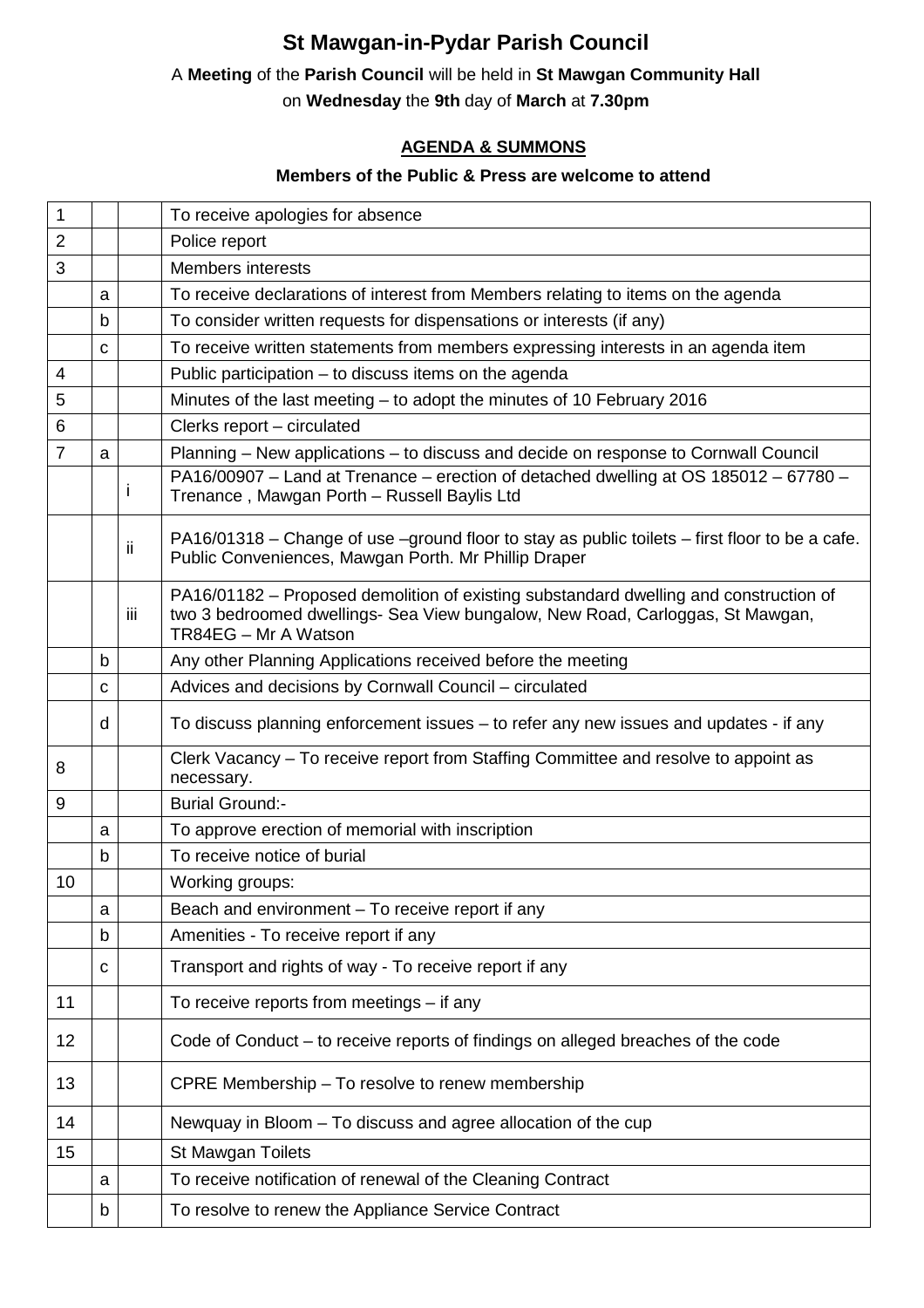# St Mawgan-in-Pydar Parish Council

A **Meeting** of the **Parish Council** will be held in **St Mawgan Community Hall**

on **Wednesday** the **9th** day of **March** at **7.30pm**

**AGENDA & SUMMONS**

**Members of the Public & Press are welcome to attend**

| | | | |
|---|---|---|---|
| 1 | | | To receive apologies for absence |
| 2 | | | Police report |
| 3 | | | Members interests |
| | a | | To receive declarations of interest from Members relating to items on the agenda |
| | b | | To consider written requests for dispensations or interests (if any) |
| | c | | To receive written statements from members expressing interests in an agenda item |
| 4 | | | Public participation – to discuss items on the agenda |
| 5 | | | Minutes of the last meeting – to adopt the minutes of 10 February 2016 |
| 6 | | | Clerks report – circulated |
| 7 | a | | Planning – New applications – to discuss and decide on response to Cornwall Council |
| | | i | PA16/00907 – Land at Trenance – erection of detached dwelling at OS 185012 – 67780 – Trenance , Mawgan Porth – Russell Baylis Ltd |
| | | ii | PA16/01318 – Change of use –ground floor to stay as public toilets – first floor to be a cafe. Public Conveniences, Mawgan Porth. Mr Phillip Draper |
| | | iii | PA16/01182 – Proposed demolition of existing substandard dwelling and construction of two 3 bedroomed dwellings- Sea View bungalow, New Road, Carloggas, St Mawgan, TR84EG – Mr A Watson |
| | b | | Any other Planning Applications received before the meeting |
| | c | | Advices and decisions by Cornwall Council – circulated |
| | d | | To discuss planning enforcement issues – to refer any new issues and updates - if any |
| 8 | | | Clerk Vacancy – To receive report from Staffing Committee and resolve to appoint as necessary. |
| 9 | | | Burial Ground:- |
| | a | | To approve erection of memorial with inscription |
| | b | | To receive notice of burial |
| 10 | | | Working groups: |
| | a | | Beach and environment – To receive report if any |
| | b | | Amenities - To receive report if any |
| | c | | Transport and rights of way - To receive report if any |
| 11 | | | To receive reports from meetings – if any |
| 12 | | | Code of Conduct – to receive reports of findings on alleged breaches of the code |
| 13 | | | CPRE Membership – To resolve to renew membership |
| 14 | | | Newquay in Bloom – To discuss and agree allocation of the cup |
| 15 | | | St Mawgan Toilets |
| | a | | To receive notification of renewal of the Cleaning Contract |
| | b | | To resolve to renew the Appliance Service Contract |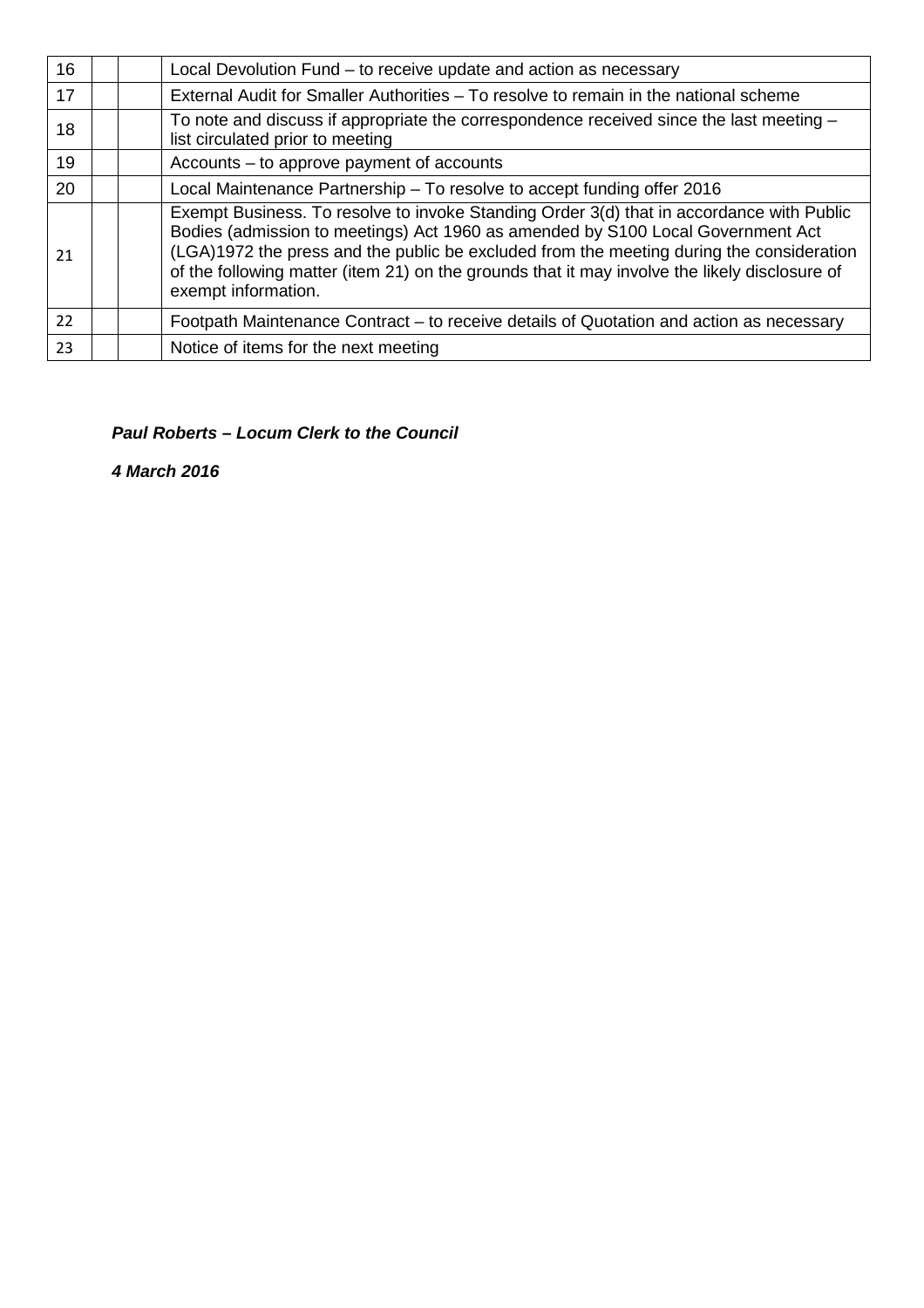| | | | |
|---|---|---|---|
| 16 | | | Local Devolution Fund – to receive update and action as necessary |
| 17 | | | External Audit for Smaller Authorities – To resolve to remain in the national scheme |
| 18 | | | To note and discuss if appropriate the correspondence received since the last meeting – list circulated prior to meeting |
| 19 | | | Accounts – to approve payment of accounts |
| 20 | | | Local Maintenance Partnership – To resolve to accept funding offer 2016 |
| 21 | | | Exempt Business. To resolve to invoke Standing Order 3(d) that in accordance with Public Bodies (admission to meetings) Act 1960 as amended by S100 Local Government Act (LGA)1972 the press and the public be excluded from the meeting during the consideration of the following matter (item 21) on the grounds that it may involve the likely disclosure of exempt information. |
| 22 | | | Footpath Maintenance Contract – to receive details of Quotation and action as necessary |
| 23 | | | Notice of items for the next meeting |

***Paul Roberts – Locum Clerk to the Council***

***4 March 2016***